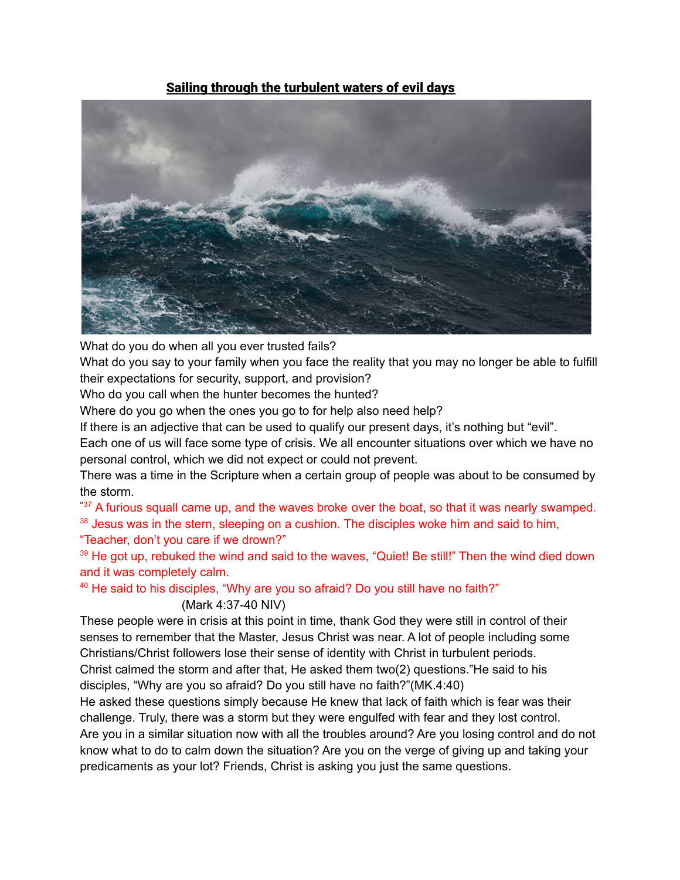**<u>Sailing through the turbulent waters of evil days</u>**

What do you do when all you ever trusted fails?

What do you say to your family when you face the reality that you may no longer be able to fulfill their expectations for security, support, and provision?

Who do you call when the hunter becomes the hunted?

Where do you go when the ones you go to for help also need help?

If there is an adjective that can be used to qualify our present days, it's nothing but "evil".

Each one of us will face some type of crisis. We all encounter situations over which we have no personal control, which we did not expect or could not prevent.

There was a time in the Scripture when a certain group of people was about to be consumed by the storm.

"[37] A furious squall came up, and the waves broke over the boat, so that it was nearly swamped.

[38] Jesus was in the stern, sleeping on a cushion. The disciples woke him and said to him, "Teacher, don't you care if we drown?"

[39] He got up, rebuked the wind and said to the waves, "Quiet! Be still!" Then the wind died down and it was completely calm.

[40] He said to his disciples, "Why are you so afraid? Do you still have no faith?"

(Mark 4:37-40 NIV)

These people were in crisis at this point in time, thank God they were still in control of their senses to remember that the Master, Jesus Christ was near. A lot of people including some Christians/Christ followers lose their sense of identity with Christ in turbulent periods.

Christ calmed the storm and after that, He asked them two(2) questions."He said to his disciples, "Why are you so afraid? Do you still have no faith?"(MK.4:40)

He asked these questions simply because He knew that lack of faith which is fear was their challenge. Truly, there was a storm but they were engulfed with fear and they lost control.

Are you in a similar situation now with all the troubles around? Are you losing control and do not know what to do to calm down the situation? Are you on the verge of giving up and taking your predicaments as your lot? Friends, Christ is asking you just the same questions.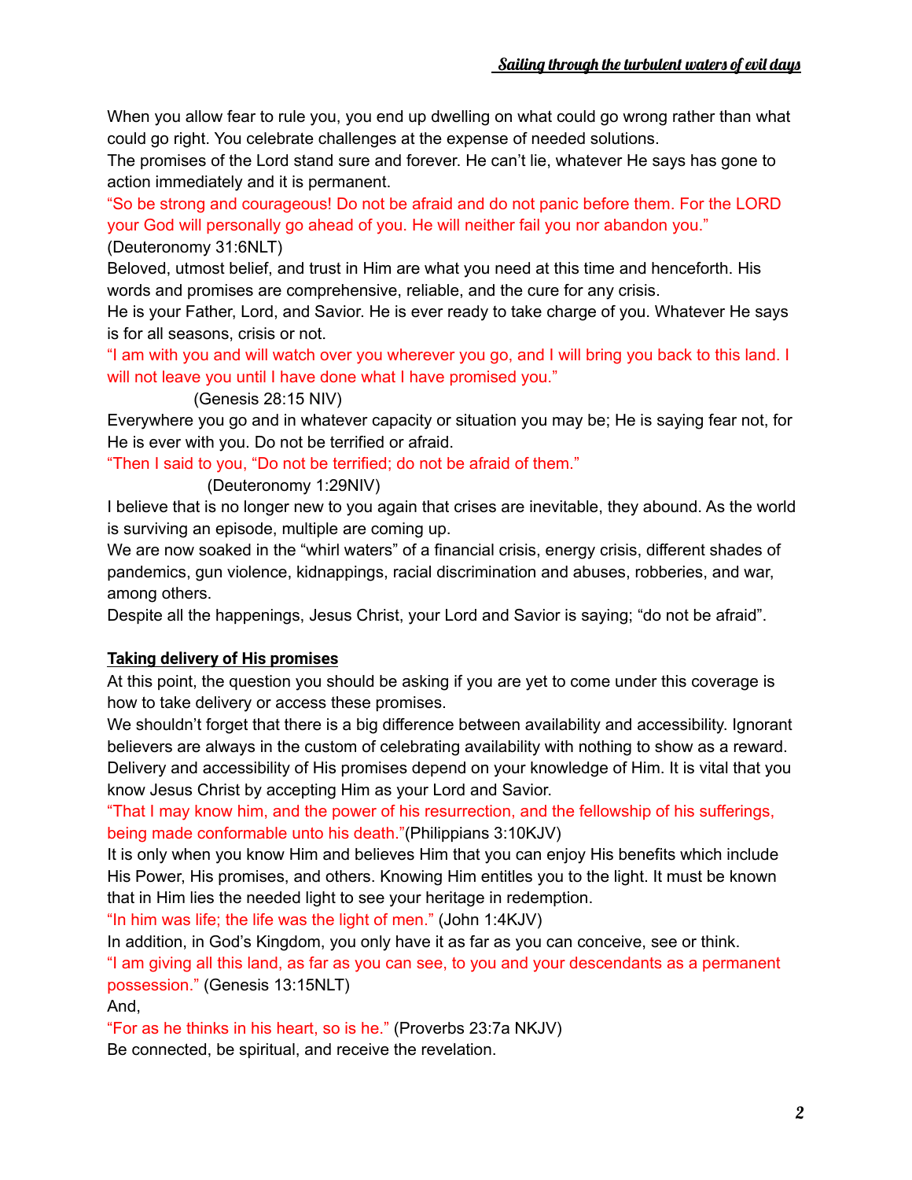When you allow fear to rule you, you end up dwelling on what could go wrong rather than what could go right. You celebrate challenges at the expense of needed solutions.

The promises of the Lord stand sure and forever. He can't lie, whatever He says has gone to action immediately and it is permanent.

"So be strong and courageous! Do not be afraid and do not panic before them. For the LORD your God will personally go ahead of you. He will neither fail you nor abandon you." (Deuteronomy 31:6NLT)

Beloved, utmost belief, and trust in Him are what you need at this time and henceforth. His words and promises are comprehensive, reliable, and the cure for any crisis.

He is your Father, Lord, and Savior. He is ever ready to take charge of you. Whatever He says is for all seasons, crisis or not.

"I am with you and will watch over you wherever you go, and I will bring you back to this land. I will not leave you until I have done what I have promised you."

(Genesis 28:15 NIV)

Everywhere you go and in whatever capacity or situation you may be; He is saying fear not, for He is ever with you. Do not be terrified or afraid.

"Then I said to you, "Do not be terrified; do not be afraid of them."

(Deuteronomy 1:29NIV)

I believe that is no longer new to you again that crises are inevitable, they abound. As the world is surviving an episode, multiple are coming up.

We are now soaked in the "whirl waters" of a financial crisis, energy crisis, different shades of pandemics, gun violence, kidnappings, racial discrimination and abuses, robberies, and war, among others.

Despite all the happenings, Jesus Christ, your Lord and Savior is saying; "do not be afraid".

## **Taking delivery of His promises**

At this point, the question you should be asking if you are yet to come under this coverage is how to take delivery or access these promises.

We shouldn't forget that there is a big difference between availability and accessibility. Ignorant believers are always in the custom of celebrating availability with nothing to show as a reward.

Delivery and accessibility of His promises depend on your knowledge of Him. It is vital that you know Jesus Christ by accepting Him as your Lord and Savior.

"That I may know him, and the power of his resurrection, and the fellowship of his sufferings, being made conformable unto his death."(Philippians 3:10KJV)

It is only when you know Him and believes Him that you can enjoy His benefits which include His Power, His promises, and others. Knowing Him entitles you to the light. It must be known that in Him lies the needed light to see your heritage in redemption.

"In him was life; the life was the light of men." (John 1:4KJV)

In addition, in God's Kingdom, you only have it as far as you can conceive, see or think.

"I am giving all this land, as far as you can see, to you and your descendants as a permanent possession." (Genesis 13:15NLT)

And,

"For as he thinks in his heart, so is he." (Proverbs 23:7a NKJV)

Be connected, be spiritual, and receive the revelation.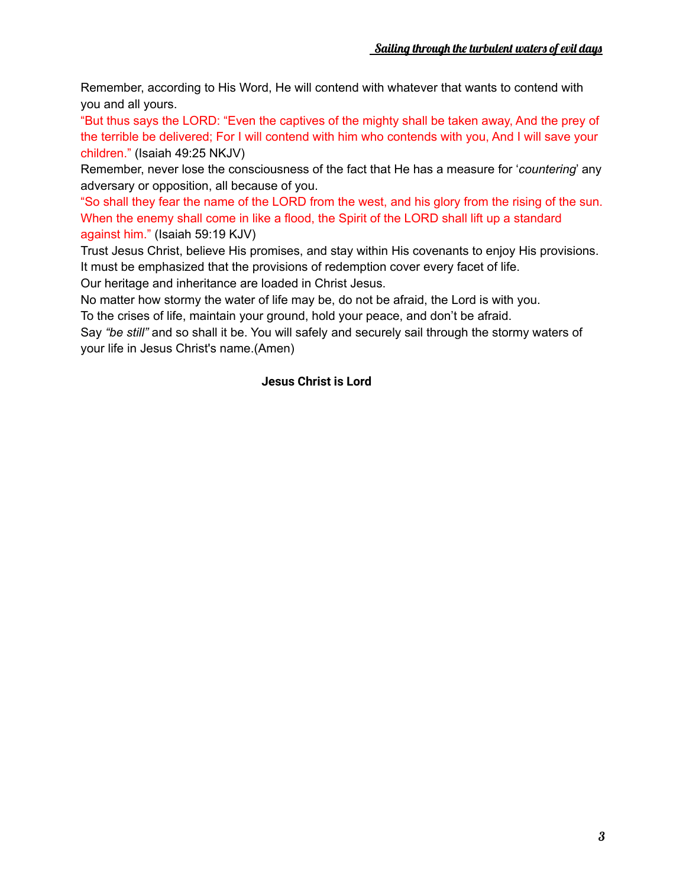Remember, according to His Word, He will contend with whatever that wants to contend with you and all yours.

"But thus says the LORD: "Even the captives of the mighty shall be taken away, And the prey of the terrible be delivered; For I will contend with him who contends with you, And I will save your children." (Isaiah 49:25 NKJV)

Remember, never lose the consciousness of the fact that He has a measure for '*countering*' any adversary or opposition, all because of you.

"So shall they fear the name of the LORD from the west, and his glory from the rising of the sun. When the enemy shall come in like a flood, the Spirit of the LORD shall lift up a standard against him." (Isaiah 59:19 KJV)

Trust Jesus Christ, believe His promises, and stay within His covenants to enjoy His provisions.

It must be emphasized that the provisions of redemption cover every facet of life.

Our heritage and inheritance are loaded in Christ Jesus.

No matter how stormy the water of life may be, do not be afraid, the Lord is with you.

To the crises of life, maintain your ground, hold your peace, and don't be afraid.

Say *"be still"* and so shall it be. You will safely and securely sail through the stormy waters of your life in Jesus Christ's name.(Amen)

**Jesus Christ is Lord**